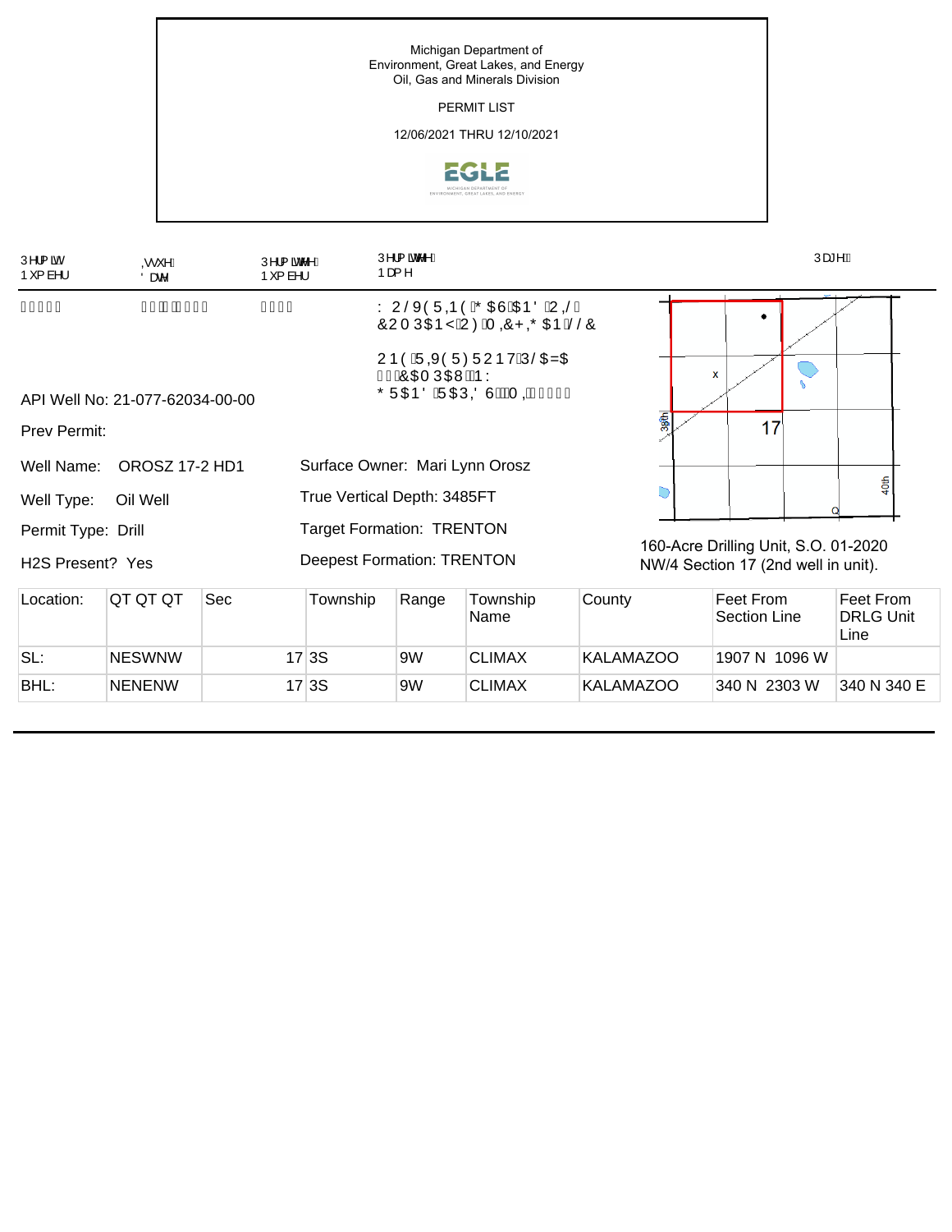Michigan Department of
Environment, Great Lakes, and Energy
Oil, Gas and Minerals Division

PERMIT LIST

12/06/2021 THRU 12/10/2021

| Permit Number | Issue Date | Permittee Number | Permittee Name | Page |
|---|---|---|---|---|
| | | | WOLVERINE GAS AND OIL COMPANY OF MICHIGAN LLC<br><br>ONE RIVERFRONT PLAZA<br>CAMPAU NW<br>GRAND RAPIDS MI | |

API Well No: 21-077-62034-00-00

Prev Permit:

Well Name: OROSZ 17-2 HD1

Well Type: Oil Well

Permit Type: Drill

H2S Present? Yes

Surface Owner: Mari Lynn Orosz

True Vertical Depth: 3485FT

Target Formation: TRENTON

Deepest Formation: TRENTON

160-Acre Drilling Unit, S.O. 01-2020 NW/4 Section 17 (2nd well in unit).

| Location: | QT QT QT | Sec | Township | Range | Township Name | County | Feet From Section Line | Feet From DRLG Unit Line |
|---|---|---|---|---|---|---|---|---|
| SL: | NESWNW | 17 | 3S | 9W | CLIMAX | KALAMAZOO | 1907 N 1096 W | |
| BHL: | NENENW | 17 | 3S | 9W | CLIMAX | KALAMAZOO | 340 N 2303 W | 340 N 340 E |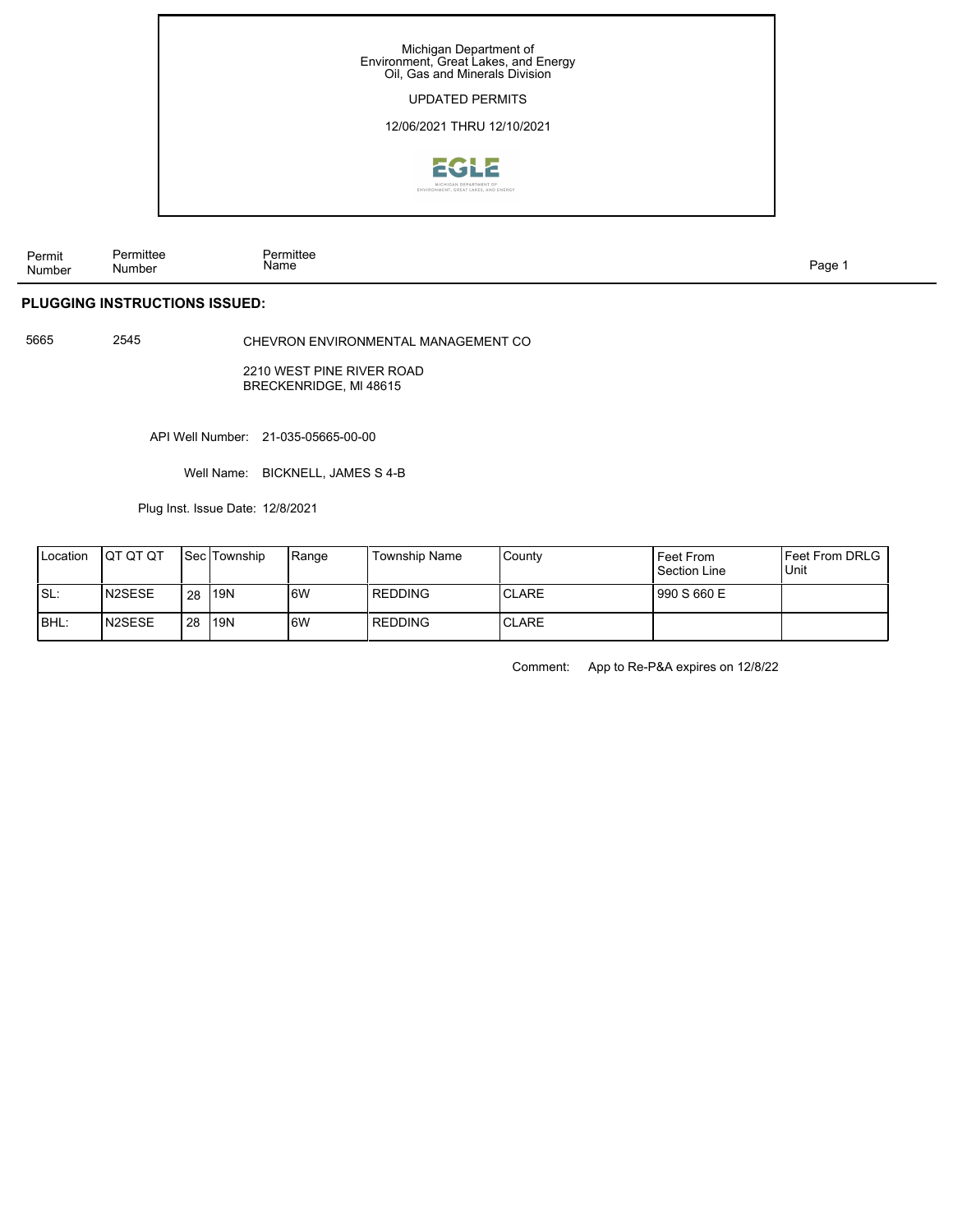Michigan Department of
Environment, Great Lakes, and Energy
Oil, Gas and Minerals Division

UPDATED PERMITS

12/06/2021 THRU 12/10/2021

| Permit Number | Permittee Number | Permittee Name |
|---|---|---|

## PLUGGING INSTRUCTIONS ISSUED:

5665    2545    CHEVRON ENVIRONMENTAL MANAGEMENT CO

2210 WEST PINE RIVER ROAD
BRECKENRIDGE, MI 48615

API Well Number: 21-035-05665-00-00

Well Name: BICKNELL, JAMES S 4-B

Plug Inst. Issue Date: 12/8/2021

| Location | QT QT QT | Sec | Township | Range | Township Name | County | Feet From Section Line | Feet From DRLG Unit |
|---|---|---|---|---|---|---|---|---|
| SL: | N2SESE | 28 | 19N | 6W | REDDING | CLARE | 990 S 660 E | |
| BHL: | N2SESE | 28 | 19N | 6W | REDDING | CLARE | | |

Comment: App to Re-P&A expires on 12/8/22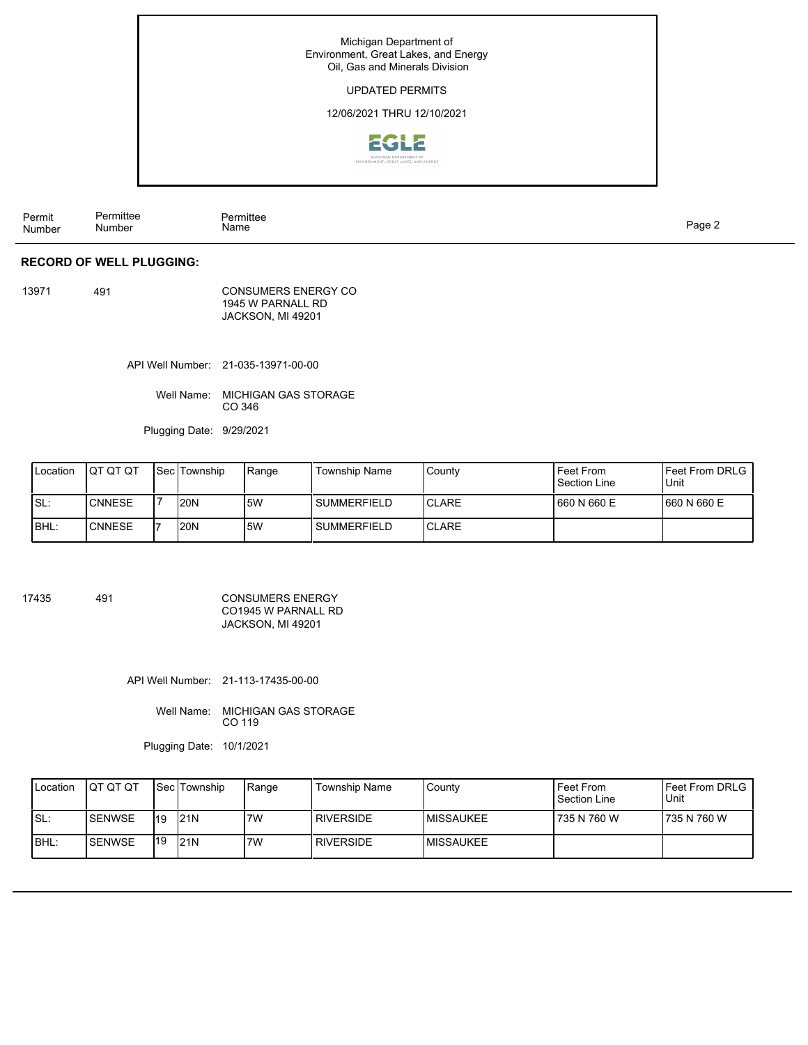Michigan Department of
Environment, Great Lakes, and Energy
Oil, Gas and Minerals Division

UPDATED PERMITS

12/06/2021 THRU 12/10/2021

| Permit Number | Permittee Number | Permittee Name |
|---|---|---|

## RECORD OF WELL PLUGGING:

13971 491 CONSUMERS ENERGY CO
1945 W PARNALL RD
JACKSON, MI 49201

API Well Number: 21-035-13971-00-00

Well Name: MICHIGAN GAS STORAGE CO 346

Plugging Date: 9/29/2021

| Location | QT QT QT | Sec | Township | Range | Township Name | County | Feet From Section Line | Feet From DRLG Unit |
|---|---|---|---|---|---|---|---|---|
| SL: | CNNESE | 7 | 20N | 5W | SUMMERFIELD | CLARE | 660 N 660 E | 660 N 660 E |
| BHL: | CNNESE | 7 | 20N | 5W | SUMMERFIELD | CLARE | | |

17435 491 CONSUMERS ENERGY
CO1945 W PARNALL RD
JACKSON, MI 49201

API Well Number: 21-113-17435-00-00

Well Name: MICHIGAN GAS STORAGE CO 119

Plugging Date: 10/1/2021

| Location | QT QT QT | Sec | Township | Range | Township Name | County | Feet From Section Line | Feet From DRLG Unit |
|---|---|---|---|---|---|---|---|---|
| SL: | SENWSE | 19 | 21N | 7W | RIVERSIDE | MISSAUKEE | 735 N 760 W | 735 N 760 W |
| BHL: | SENWSE | 19 | 21N | 7W | RIVERSIDE | MISSAUKEE | | |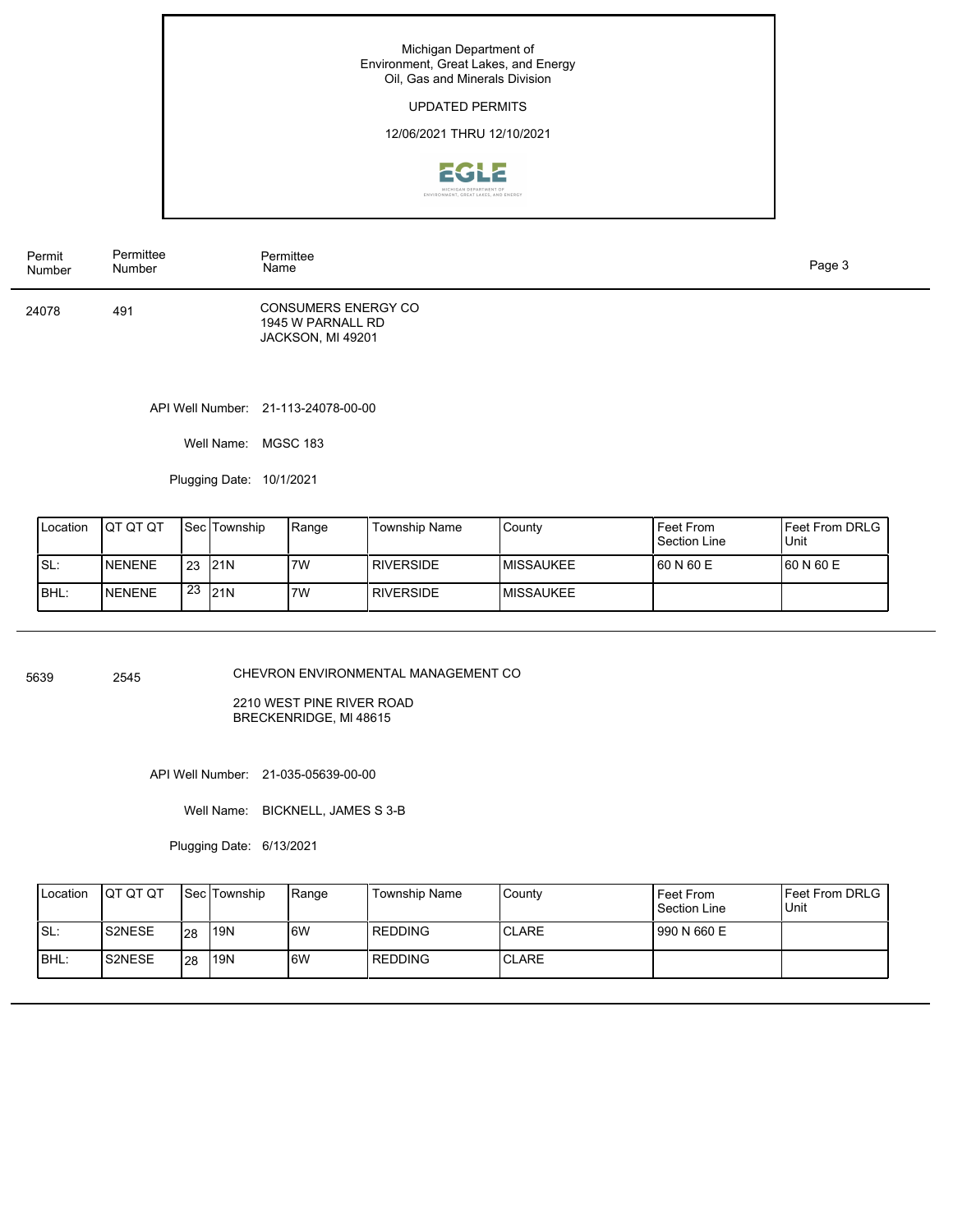Michigan Department of
Environment, Great Lakes, and Energy
Oil, Gas and Minerals Division

UPDATED PERMITS

12/06/2021 THRU 12/10/2021

| Permit Number | Permittee Number | Permittee Name |
|---|---|---|
| 24078 | 491 | CONSUMERS ENERGY CO<br>1945 W PARNALL RD<br>JACKSON, MI 49201 |

API Well Number: 21-113-24078-00-00

Well Name: MGSC 183

Plugging Date: 10/1/2021

| Location | QT QT QT | Sec | Township | Range | Township Name | County | Feet From Section Line | Feet From DRLG Unit |
|---|---|---|---|---|---|---|---|---|
| SL: | NENENE | 23 | 21N | 7W | RIVERSIDE | MISSAUKEE | 60 N 60 E | 60 N 60 E |
| BHL: | NENENE | 23 | 21N | 7W | RIVERSIDE | MISSAUKEE | | |

---

| Permit Number | Permittee Number | Permittee Name |
|---|---|---|
| 5639 | 2545 | CHEVRON ENVIRONMENTAL MANAGEMENT CO<br>2210 WEST PINE RIVER ROAD<br>BRECKENRIDGE, MI 48615 |

API Well Number: 21-035-05639-00-00

Well Name: BICKNELL, JAMES S 3-B

Plugging Date: 6/13/2021

| Location | QT QT QT | Sec | Township | Range | Township Name | County | Feet From Section Line | Feet From DRLG Unit |
|---|---|---|---|---|---|---|---|---|
| SL: | S2NESE | 28 | 19N | 6W | REDDING | CLARE | 990 N 660 E | |
| BHL: | S2NESE | 28 | 19N | 6W | REDDING | CLARE | | |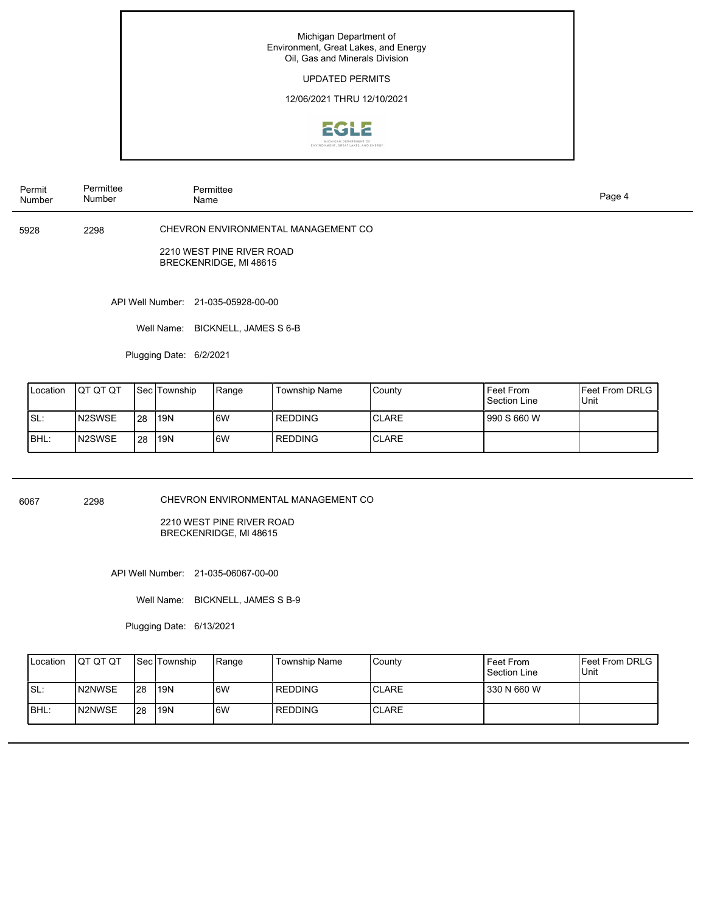Michigan Department of
Environment, Great Lakes, and Energy
Oil, Gas and Minerals Division

UPDATED PERMITS

12/06/2021 THRU 12/10/2021

| Permit Number | Permittee Number | Permittee Name |
|---|---|---|
| 5928 | 2298 | CHEVRON ENVIRONMENTAL MANAGEMENT CO |

2210 WEST PINE RIVER ROAD
BRECKENRIDGE, MI 48615

API Well Number: 21-035-05928-00-00

Well Name: BICKNELL, JAMES S 6-B

Plugging Date: 6/2/2021

| Location | QT QT QT | Sec | Township | Range | Township Name | County | Feet From Section Line | Feet From DRLG Unit |
|---|---|---|---|---|---|---|---|---|
| SL: | N2SWSE | 28 | 19N | 6W | REDDING | CLARE | 990 S 660 W | |
| BHL: | N2SWSE | 28 | 19N | 6W | REDDING | CLARE | | |

| Permit Number | Permittee Number | Permittee Name |
|---|---|---|
| 6067 | 2298 | CHEVRON ENVIRONMENTAL MANAGEMENT CO |

2210 WEST PINE RIVER ROAD
BRECKENRIDGE, MI 48615

API Well Number: 21-035-06067-00-00

Well Name: BICKNELL, JAMES S B-9

Plugging Date: 6/13/2021

| Location | QT QT QT | Sec | Township | Range | Township Name | County | Feet From Section Line | Feet From DRLG Unit |
|---|---|---|---|---|---|---|---|---|
| SL: | N2NWSE | 28 | 19N | 6W | REDDING | CLARE | 330 N 660 W | |
| BHL: | N2NWSE | 28 | 19N | 6W | REDDING | CLARE | | |